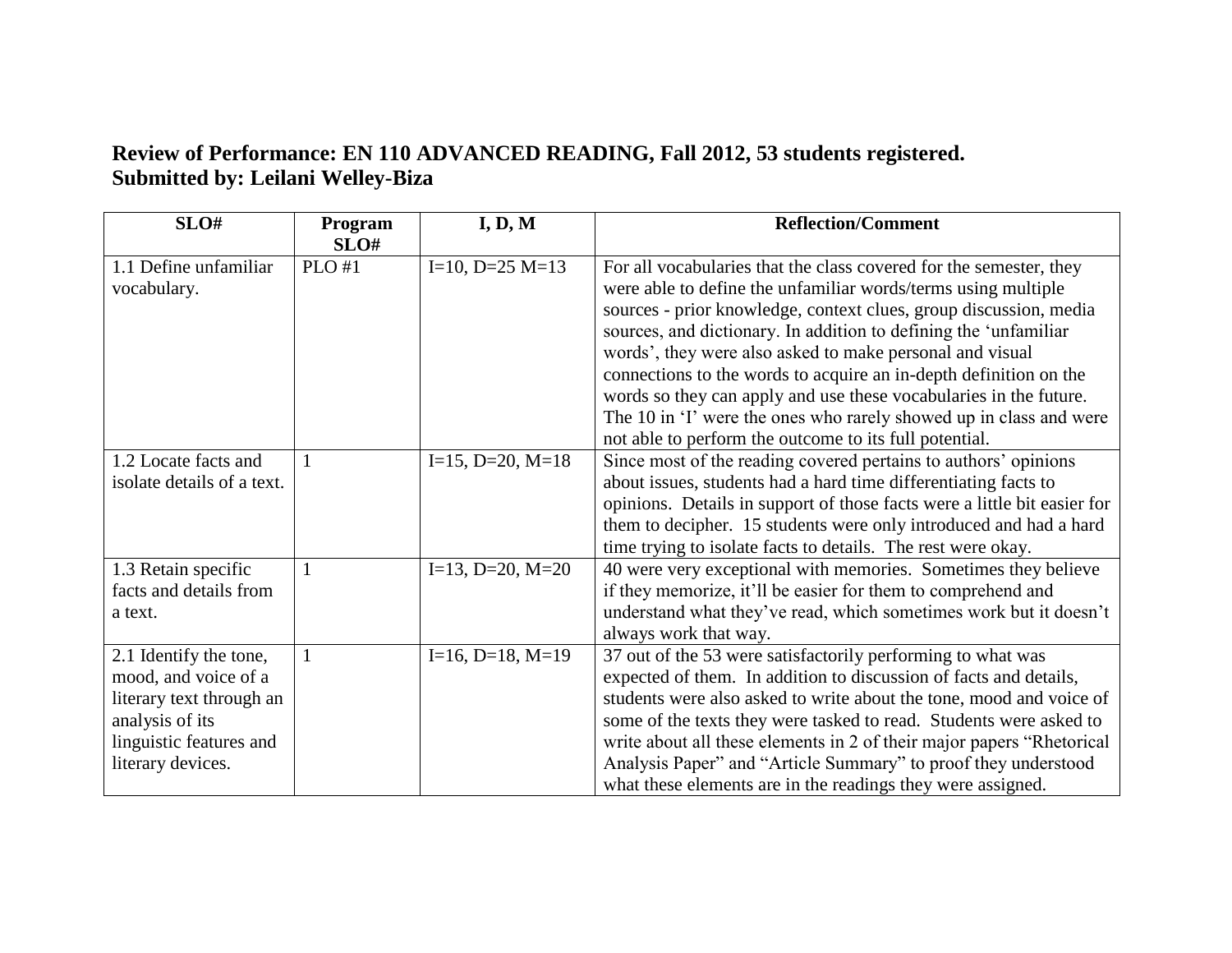**Review of Performance: EN 110 ADVANCED READING, Fall 2012, 53 students registered.**
**Submitted by: Leilani Welley-Biza**

| SLO# | Program SLO# | I, D, M | Reflection/Comment |
|---|---|---|---|
| 1.1 Define unfamiliar vocabulary. | PLO #1 | I=10, D=25 M=13 | For all vocabularies that the class covered for the semester, they were able to define the unfamiliar words/terms using multiple sources - prior knowledge, context clues, group discussion, media sources, and dictionary. In addition to defining the 'unfamiliar words', they were also asked to make personal and visual connections to the words to acquire an in-depth definition on the words so they can apply and use these vocabularies in the future. The 10 in 'I' were the ones who rarely showed up in class and were not able to perform the outcome to its full potential. |
| 1.2 Locate facts and isolate details of a text. | 1 | I=15, D=20, M=18 | Since most of the reading covered pertains to authors' opinions about issues, students had a hard time differentiating facts to opinions. Details in support of those facts were a little bit easier for them to decipher. 15 students were only introduced and had a hard time trying to isolate facts to details. The rest were okay. |
| 1.3 Retain specific facts and details from a text. | 1 | I=13, D=20, M=20 | 40 were very exceptional with memories. Sometimes they believe if they memorize, it'll be easier for them to comprehend and understand what they've read, which sometimes work but it doesn't always work that way. |
| 2.1 Identify the tone, mood, and voice of a literary text through an analysis of its linguistic features and literary devices. | 1 | I=16, D=18, M=19 | 37 out of the 53 were satisfactorily performing to what was expected of them. In addition to discussion of facts and details, students were also asked to write about the tone, mood and voice of some of the texts they were tasked to read. Students were asked to write about all these elements in 2 of their major papers "Rhetorical Analysis Paper" and "Article Summary" to proof they understood what these elements are in the readings they were assigned. |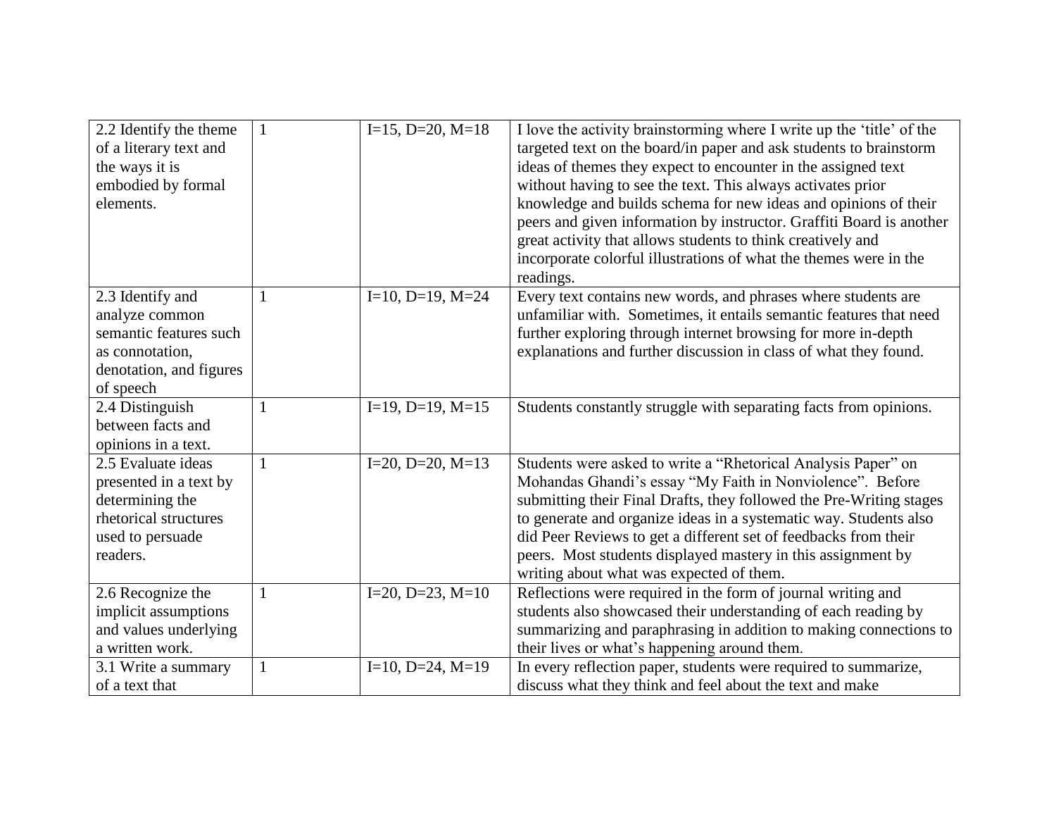| | | | |
|---|---|---|---|
| 2.2 Identify the theme of a literary text and the ways it is embodied by formal elements. | 1 | I=15, D=20, M=18 | I love the activity brainstorming where I write up the 'title' of the targeted text on the board/in paper and ask students to brainstorm ideas of themes they expect to encounter in the assigned text without having to see the text. This always activates prior knowledge and builds schema for new ideas and opinions of their peers and given information by instructor. Graffiti Board is another great activity that allows students to think creatively and incorporate colorful illustrations of what the themes were in the readings. |
| 2.3 Identify and analyze common semantic features such as connotation, denotation, and figures of speech | 1 | I=10, D=19, M=24 | Every text contains new words, and phrases where students are unfamiliar with. Sometimes, it entails semantic features that need further exploring through internet browsing for more in-depth explanations and further discussion in class of what they found. |
| 2.4 Distinguish between facts and opinions in a text. | 1 | I=19, D=19, M=15 | Students constantly struggle with separating facts from opinions. |
| 2.5 Evaluate ideas presented in a text by determining the rhetorical structures used to persuade readers. | 1 | I=20, D=20, M=13 | Students were asked to write a "Rhetorical Analysis Paper" on Mohandas Ghandi's essay "My Faith in Nonviolence". Before submitting their Final Drafts, they followed the Pre-Writing stages to generate and organize ideas in a systematic way. Students also did Peer Reviews to get a different set of feedbacks from their peers. Most students displayed mastery in this assignment by writing about what was expected of them. |
| 2.6 Recognize the implicit assumptions and values underlying a written work. | 1 | I=20, D=23, M=10 | Reflections were required in the form of journal writing and students also showcased their understanding of each reading by summarizing and paraphrasing in addition to making connections to their lives or what's happening around them. |
| 3.1 Write a summary of a text that | 1 | I=10, D=24, M=19 | In every reflection paper, students were required to summarize, discuss what they think and feel about the text and make |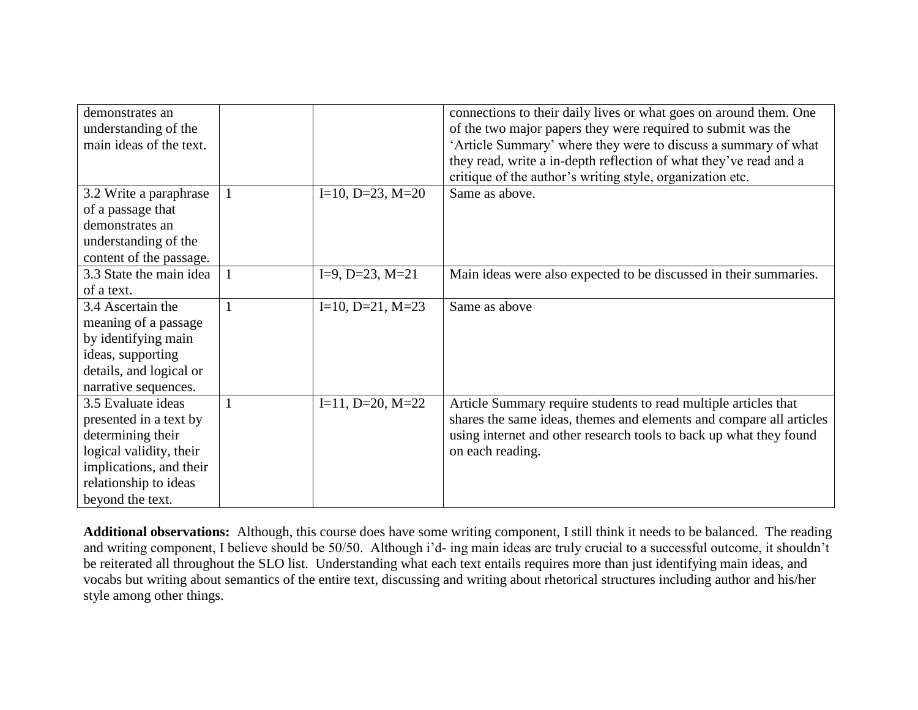| | | | |
|---|---|---|---|
| demonstrates an understanding of the main ideas of the text. | | | connections to their daily lives or what goes on around them. One of the two major papers they were required to submit was the 'Article Summary' where they were to discuss a summary of what they read, write a in-depth reflection of what they've read and a critique of the author's writing style, organization etc. |
| 3.2 Write a paraphrase of a passage that demonstrates an understanding of the content of the passage. | 1 | I=10, D=23, M=20 | Same as above. |
| 3.3 State the main idea of a text. | 1 | I=9, D=23, M=21 | Main ideas were also expected to be discussed in their summaries. |
| 3.4 Ascertain the meaning of a passage by identifying main ideas, supporting details, and logical or narrative sequences. | 1 | I=10, D=21, M=23 | Same as above |
| 3.5 Evaluate ideas presented in a text by determining their logical validity, their implications, and their relationship to ideas beyond the text. | 1 | I=11, D=20, M=22 | Article Summary require students to read multiple articles that shares the same ideas, themes and elements and compare all articles using internet and other research tools to back up what they found on each reading. |

**Additional observations:** Although, this course does have some writing component, I still think it needs to be balanced. The reading and writing component, I believe should be 50/50. Although i'd- ing main ideas are truly crucial to a successful outcome, it shouldn't be reiterated all throughout the SLO list. Understanding what each text entails requires more than just identifying main ideas, and vocabs but writing about semantics of the entire text, discussing and writing about rhetorical structures including author and his/her style among other things.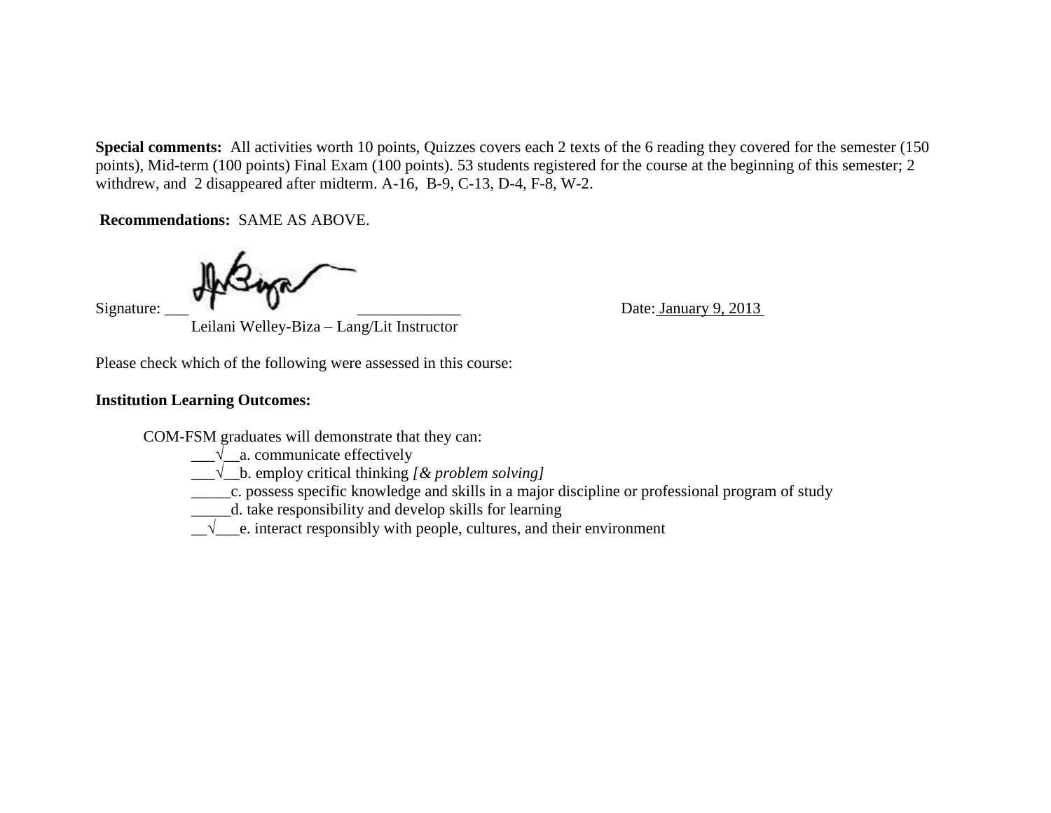**Special comments:** All activities worth 10 points, Quizzes covers each 2 texts of the 6 reading they covered for the semester (150 points), Mid-term (100 points) Final Exam (100 points). 53 students registered for the course at the beginning of this semester; 2 withdrew, and 2 disappeared after midterm. A-16, B-9, C-13, D-4, F-8, W-2.

**Recommendations:** SAME AS ABOVE.

Signature: ___ _____________ Date: January 9, 2013

Leilani Welley-Biza – Lang/Lit Instructor

Please check which of the following were assessed in this course:

**Institution Learning Outcomes:**

COM-FSM graduates will demonstrate that they can:

___√__a. communicate effectively
___√__b. employ critical thinking *[& problem solving]*
_____c. possess specific knowledge and skills in a major discipline or professional program of study
_____d. take responsibility and develop skills for learning
__√___e. interact responsibly with people, cultures, and their environment